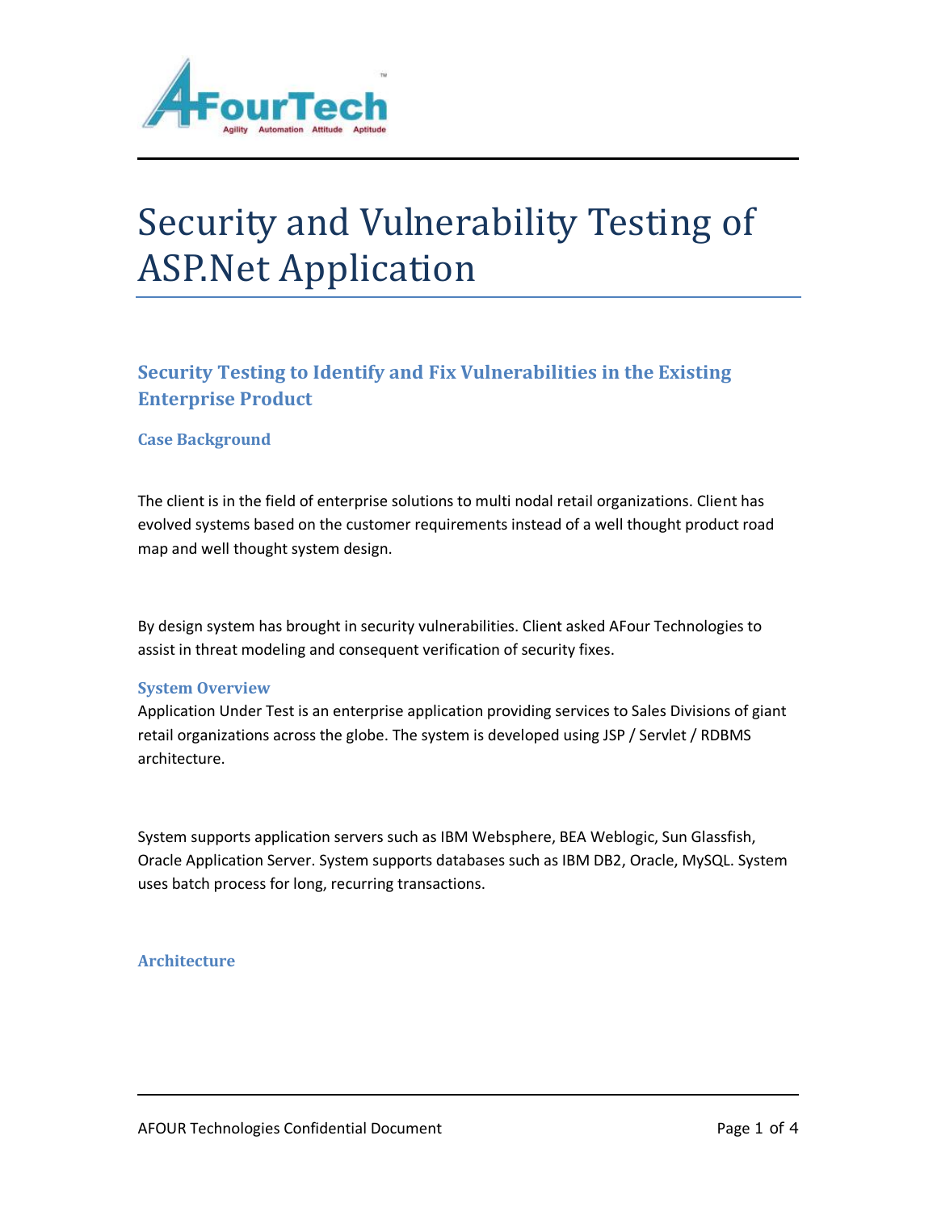# Security and Vulnerability Testing of ASP.Net Application

## Security Testing to Identify and Fix Vulnerabilities in the Existing Enterprise Product

### Case Background

The client is in the field of enterprise solutions to multi nodal retail organizations. Client has evolved systems based on the customer requirements instead of a well thought product road map and well thought system design.

By design system has brought in security vulnerabilities. Client asked AFour Technologies to assist in threat modeling and consequent verification of security fixes.

### System Overview

Application Under Test is an enterprise application providing services to Sales Divisions of giant retail organizations across the globe. The system is developed using JSP / Servlet / RDBMS architecture.

System supports application servers such as IBM Websphere, BEA Weblogic, Sun Glassfish, Oracle Application Server. System supports databases such as IBM DB2, Oracle, MySQL. System uses batch process for long, recurring transactions.

### Architecture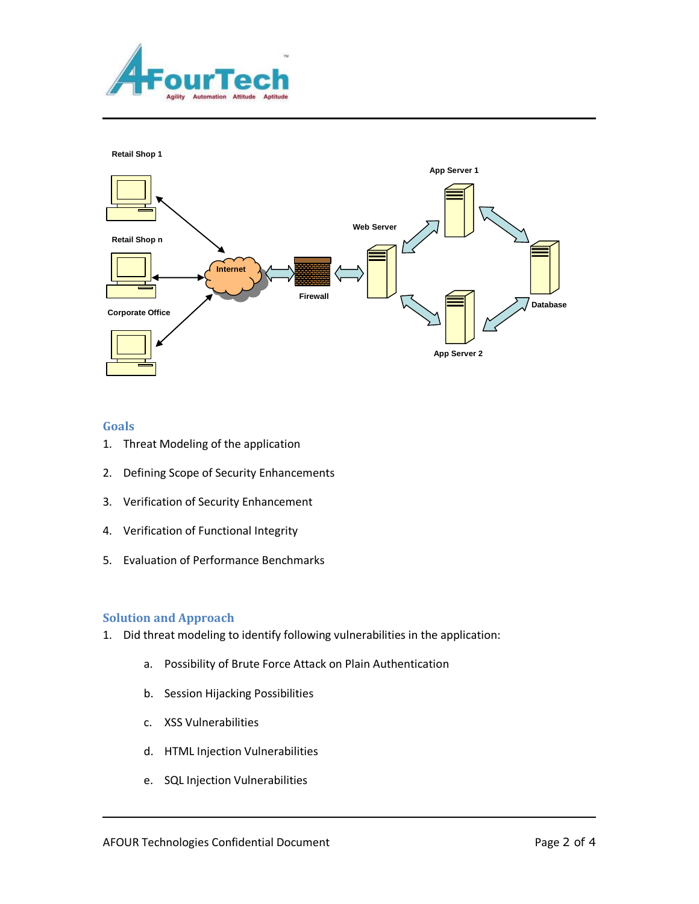Retail Shop 1

Retail Shop n

Corporate Office

Internet

Firewall

Web Server

App Server 1

App Server 2

Database

## Goals

1. Threat Modeling of the application
2. Defining Scope of Security Enhancements
3. Verification of Security Enhancement
4. Verification of Functional Integrity
5. Evaluation of Performance Benchmarks

## Solution and Approach

1. Did threat modeling to identify following vulnerabilities in the application:

    a. Possibility of Brute Force Attack on Plain Authentication

    b. Session Hijacking Possibilities

    c. XSS Vulnerabilities

    d. HTML Injection Vulnerabilities

    e. SQL Injection Vulnerabilities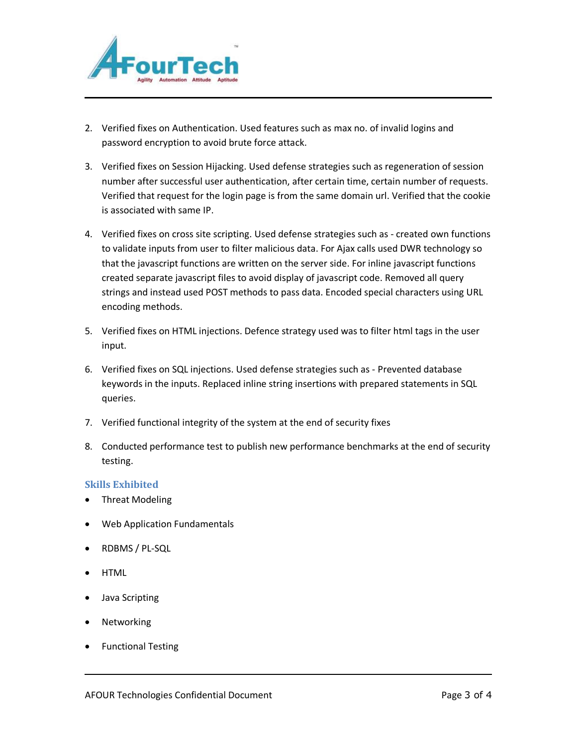2. Verified fixes on Authentication. Used features such as max no. of invalid logins and password encryption to avoid brute force attack.

3. Verified fixes on Session Hijacking. Used defense strategies such as regeneration of session number after successful user authentication, after certain time, certain number of requests. Verified that request for the login page is from the same domain url. Verified that the cookie is associated with same IP.

4. Verified fixes on cross site scripting. Used defense strategies such as - created own functions to validate inputs from user to filter malicious data. For Ajax calls used DWR technology so that the javascript functions are written on the server side. For inline javascript functions created separate javascript files to avoid display of javascript code. Removed all query strings and instead used POST methods to pass data. Encoded special characters using URL encoding methods.

5. Verified fixes on HTML injections. Defence strategy used was to filter html tags in the user input.

6. Verified fixes on SQL injections. Used defense strategies such as - Prevented database keywords in the inputs. Replaced inline string insertions with prepared statements in SQL queries.

7. Verified functional integrity of the system at the end of security fixes

8. Conducted performance test to publish new performance benchmarks at the end of security testing.

### Skills Exhibited

- Threat Modeling
- Web Application Fundamentals
- RDBMS / PL-SQL
- HTML
- Java Scripting
- Networking
- Functional Testing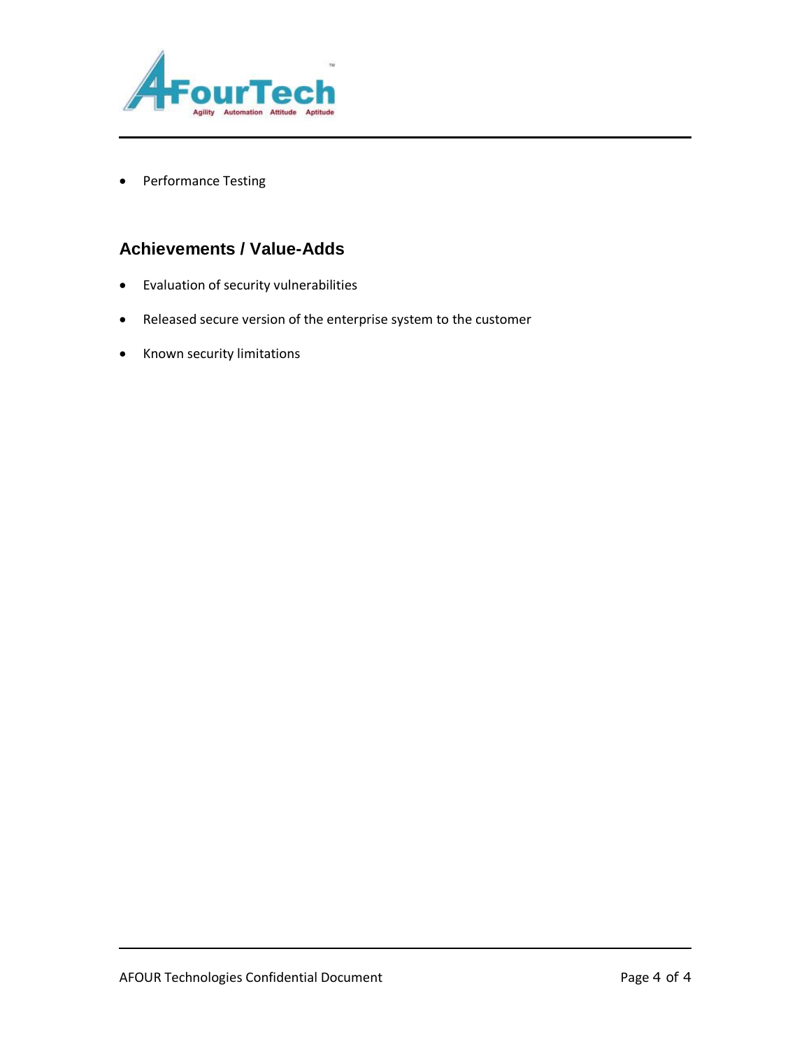- Performance Testing

## Achievements / Value-Adds

- Evaluation of security vulnerabilities
- Released secure version of the enterprise system to the customer
- Known security limitations